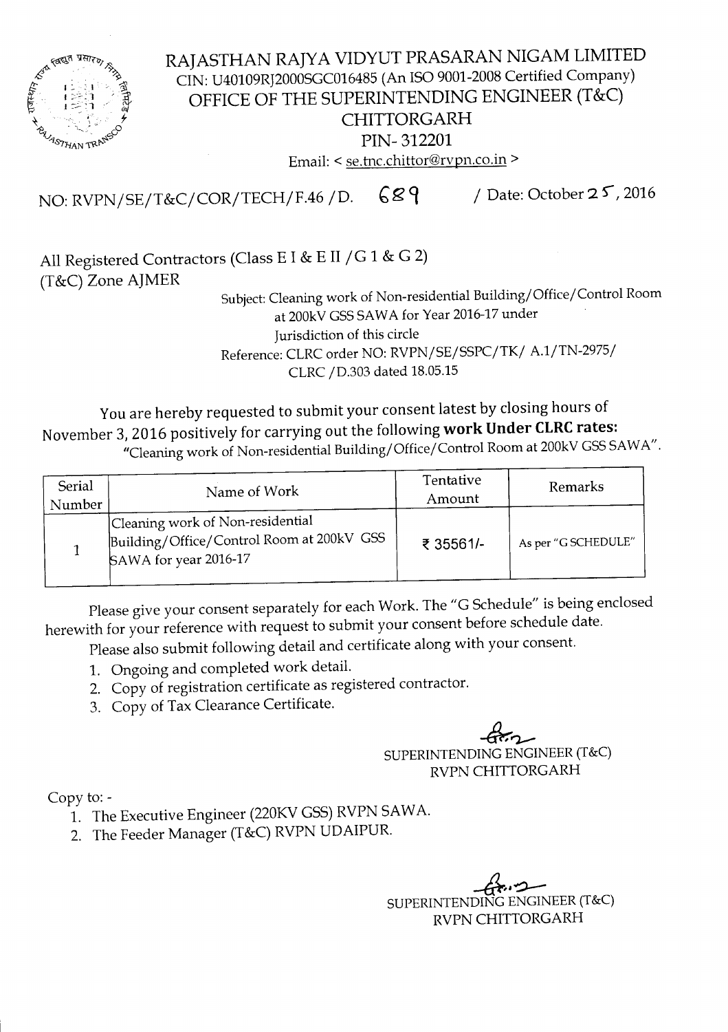# RAJASTHAN RAJYA VIDYUT PRASARAN NIGAM LIMITED

CIN: U40109RJ2000SGC016485 (An ISO 9001-2008 Certified Company)

## OFFICE OF THE SUPERINTENDING ENGINEER (T&C)

## CHITTORGARH

PIN- 312201

Email: < se.tnc.chittor@rvpn.co.in >

NO: RVPN/SE/T&C/COR/TECH/F.46 /D. 689 / Date: October 25, 2016

All Registered Contractors (Class E I & E II / G 1 & G 2)
(T&C) Zone AJMER

Subject: Cleaning work of Non-residential Building/Office/Control Room at 200kV GSS SAWA for Year 2016-17 under Jurisdiction of this circle

Reference: CLRC order NO: RVPN/SE/SSPC/TK/ A.1/TN-2975/ CLRC /D.303 dated 18.05.15

You are hereby requested to submit your consent latest by closing hours of November 3, 2016 positively for carrying out the following **work Under CLRC rates:**
"Cleaning work of Non-residential Building/Office/Control Room at 200kV GSS SAWA".

| Serial Number | Name of Work | Tentative Amount | Remarks |
|---|---|---|---|
| 1 | Cleaning work of Non-residential Building/Office/Control Room at 200kV GSS SAWA for year 2016-17 | ₹ 35561/- | As per "G SCHEDULE" |

Please give your consent separately for each Work. The "G Schedule" is being enclosed herewith for your reference with request to submit your consent before schedule date.

Please also submit following detail and certificate along with your consent.

1. Ongoing and completed work detail.
2. Copy of registration certificate as registered contractor.
3. Copy of Tax Clearance Certificate.

SUPERINTENDING ENGINEER (T&C)
RVPN CHITTORGARH

Copy to: -

1. The Executive Engineer (220KV GSS) RVPN SAWA.
2. The Feeder Manager (T&C) RVPN UDAIPUR.

SUPERINTENDING ENGINEER (T&C)
RVPN CHITTORGARH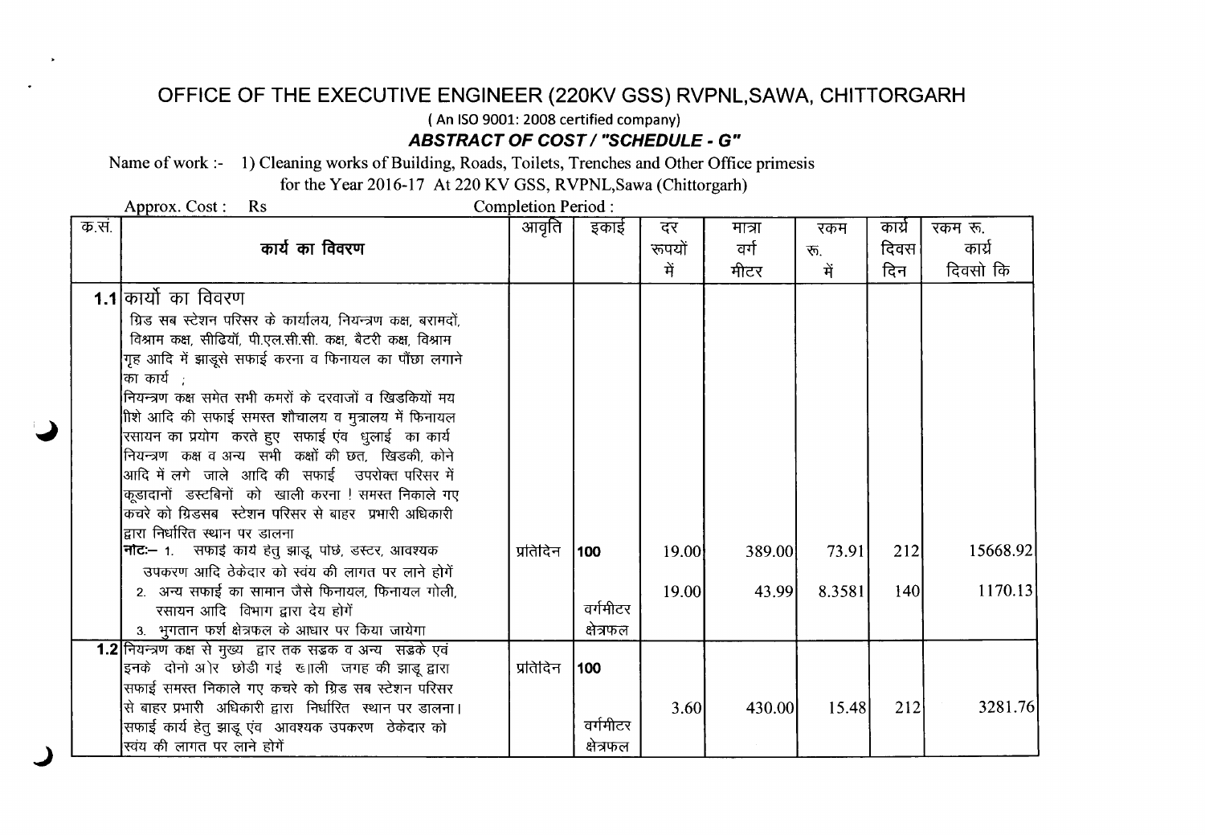# OFFICE OF THE EXECUTIVE ENGINEER (220KV GSS) RVPNL,SAWA, CHITTORGARH

( An ISO 9001: 2008 certified company)

***ABSTRACT OF COST / "SCHEDULE - G"***

Name of work :- 1) Cleaning works of Building, Roads, Toilets, Trenches and Other Office primesis for the Year 2016-17 At 220 KV GSS, RVPNL,Sawa (Chittorgarh)

Approx. Cost : Rs Completion Period :

| क.सं. | कार्य का विवरण | आवृति | इकाई | दर रूपयों में | मात्रा वर्ग मीटर | रकम रू. में | कार्य दिवस दिन | रकम रू. कार्य दिवसो कि |
|---|---|---|---|---|---|---|---|---|
| **1.1** | कार्यो का विवरण<br>ग्रिड सब स्टेशन परिसर के कार्यालय, नियन्त्रण कक्ष, बरामदों, विश्राम कक्ष, सीढियॉं, पी.एल.सी.सी. कक्ष, बैटरी कक्ष, विश्राम गृह आदि में झाडूसे सफाई करना व फिनायल का पौंछा लगाने का कार्य ;<br>नियन्त्रण कक्ष समेत सभी कमरों के दरवाजों व खिडकियों मय शिशे आदि की सफाई समस्त शौचालय व मुत्रालय में फिनायल रसायन का प्रयोग करते हुए सफाई एंव धुलाई का कार्य नियन्त्रण कक्ष व अन्य सभी कक्षों की छत, खिडकी, कोने आदि में लगे जाले आदि की सफाई उपरोक्त परिसर में कूडादानों डस्टबिनों को खाली करना ! समस्त निकाले गए कचरे को ग्रिडसब स्टेशन परिसर से बाहर प्रभारी अधिकारी द्वारा निर्धारित स्थान पर डालना<br>**नोटः—** 1. सफाई कार्य हेतु झाडू, पोछे, डस्टर, आवश्यक उपकरण आदि ठेकेदार को स्वंय की लागत पर लाने होगें | प्रतिदिन | 100 | 19.00 | 389.00 | 73.91 | 212 | 15668.92 |
| | 2. अन्य सफाई का सामान जैसे फिनायल, फिनायल गोली, रसायन आदि विभाग द्वारा देय होगें<br>3. भुगतान फर्श क्षेत्रफल के आधार पर किया जायेगा | | वर्गमीटर क्षेत्रफल | 19.00 | 43.99 | 8.3581 | 140 | 1170.13 |
| **1.2** | नियन्त्रण कक्ष से मुख्य द्वार तक सड़क व अन्य सड़के एवं इनके दोनो ओर छोडी गई खाली जगह की झाडू द्वारा सफाई समस्त निकाले गए कचरे को ग्रिड सब स्टेशन परिसर से बाहर प्रभारी अधिकारी द्वारा निर्धारित स्थान पर डालना।<br>सफाई कार्य हेतु झाडू एंव आवश्यक उपकरण ठेकेदार को स्वंय की लागत पर लाने होगें | प्रतिदिन | 100 वर्गमीटर क्षेत्रफल | 3.60 | 430.00 | 15.48 | 212 | 3281.76 |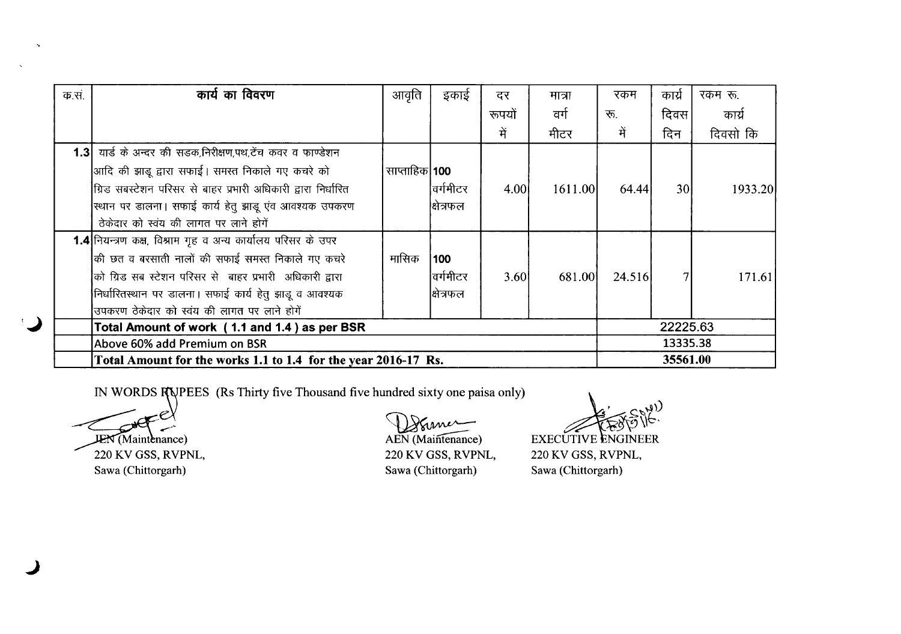| क्र.सं. | कार्य का विवरण | आवृति | इकाई | दर रूपयों में | मात्रा वर्ग मीटर | रकम रू. में | कार्य दिवस दिन | रकम रू. कार्य दिवसो कि |
|---|---|---|---|---|---|---|---|---|
| **1.3** | यार्ड के अन्दर की सडक,निरीक्षण,पथ,टेंच कवर व फाण्डेशन आदि की झाडू द्वारा सफाई। समस्त निकाले गए कचरे को ग्रिड सबस्टेशन परिसर से बाहर प्रभारी अधिकारी द्वारा निर्धारित स्थान पर डालना। सफाई कार्य हेतु झाडू एंव आवश्यक उपकरण ठेकेदार को स्वंय की लागत पर लाने होगें | साप्ताहिक | **100** वर्गमीटर क्षेत्रफल | 4.00 | 1611.00 | 64.44 | 30 | 1933.20 |
| **1.4** | नियन्त्रण कक्ष, विश्राम गृह व अन्य कार्यालय परिसर के उपर की छत व बरसाती नालों की सफाई समस्त निकाले गए कचरे को ग्रिड सब स्टेशन परिसर से बाहर प्रभारी अधिकारी द्वारा निर्धारितस्थान पर डालना। सफाई कार्य हेतु झाडू व आवश्यक उपकरण ठेकेदार को स्वंय की लागत पर लाने होगें | मासिक | **100** वर्गमीटर क्षेत्रफल | 3.60 | 681.00 | 24.516 | 7 | 171.61 |
| | **Total Amount of work ( 1.1 and 1.4 ) as per BSR** | | | | | 22225.63 | | |
| | Above 60% add Premium on BSR | | | | | 13335.38 | | |
| | **Total Amount for the works 1.1 to 1.4 for the year 2016-17 Rs.** | | | | | **35561.00** | | |

IN WORDS RUPEES (Rs Thirty five Thousand five hundred sixty one paisa only)

| | | |
|---|---|---|
| JEN (Maintenance) | AEN (Maintenance) | EXECUTIVE ENGINEER |
| 220 KV GSS, RVPNL, | 220 KV GSS, RVPNL, | 220 KV GSS, RVPNL, |
| Sawa (Chittorgarh) | Sawa (Chittorgarh) | Sawa (Chittorgarh) |